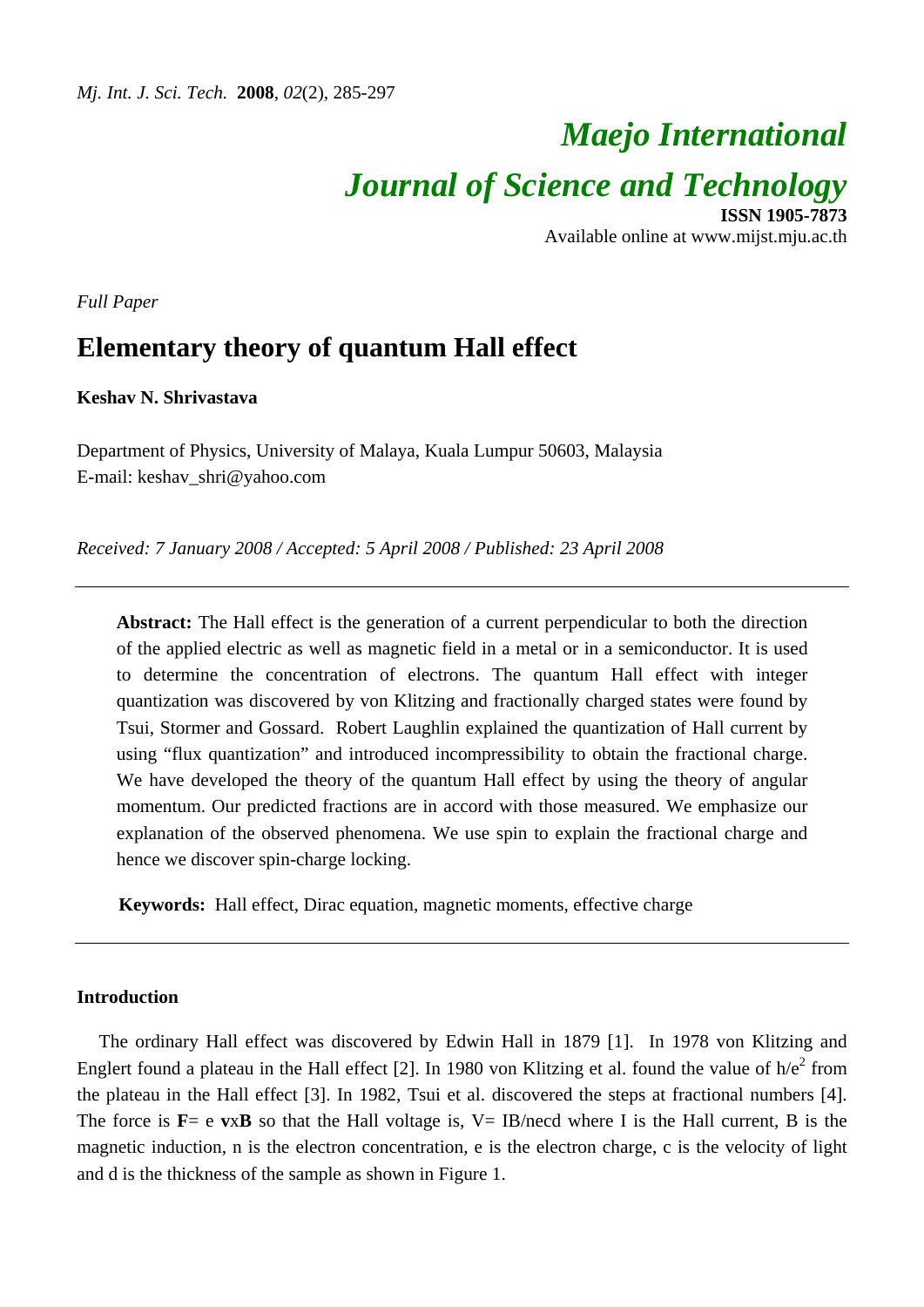# Maejo International Journal of Science and Technology

**ISSN 1905-7873**
Available online at www.mijst.mju.ac.th

*Full Paper*

## Elementary theory of quantum Hall effect

**Keshav N. Shrivastava**

Department of Physics, University of Malaya, Kuala Lumpur 50603, Malaysia
E-mail: keshav_shri@yahoo.com

*Received: 7 January 2008 / Accepted: 5 April 2008 / Published: 23 April 2008*

---

**Abstract:** The Hall effect is the generation of a current perpendicular to both the direction of the applied electric as well as magnetic field in a metal or in a semiconductor. It is used to determine the concentration of electrons. The quantum Hall effect with integer quantization was discovered by von Klitzing and fractionally charged states were found by Tsui, Stormer and Gossard. Robert Laughlin explained the quantization of Hall current by using "flux quantization" and introduced incompressibility to obtain the fractional charge. We have developed the theory of the quantum Hall effect by using the theory of angular momentum. Our predicted fractions are in accord with those measured. We emphasize our explanation of the observed phenomena. We use spin to explain the fractional charge and hence we discover spin-charge locking.

**Keywords:** Hall effect, Dirac equation, magnetic moments, effective charge

---

### Introduction

The ordinary Hall effect was discovered by Edwin Hall in 1879 [1]. In 1978 von Klitzing and Englert found a plateau in the Hall effect [2]. In 1980 von Klitzing et al. found the value of $h/e^2$ from the plateau in the Hall effect [3]. In 1982, Tsui et al. discovered the steps at fractional numbers [4]. The force is $\mathbf{F} = e\,\mathbf{v}\times\mathbf{B}$ so that the Hall voltage is, $V = IB/necd$ where I is the Hall current, B is the magnetic induction, n is the electron concentration, e is the electron charge, c is the velocity of light and d is the thickness of the sample as shown in Figure 1.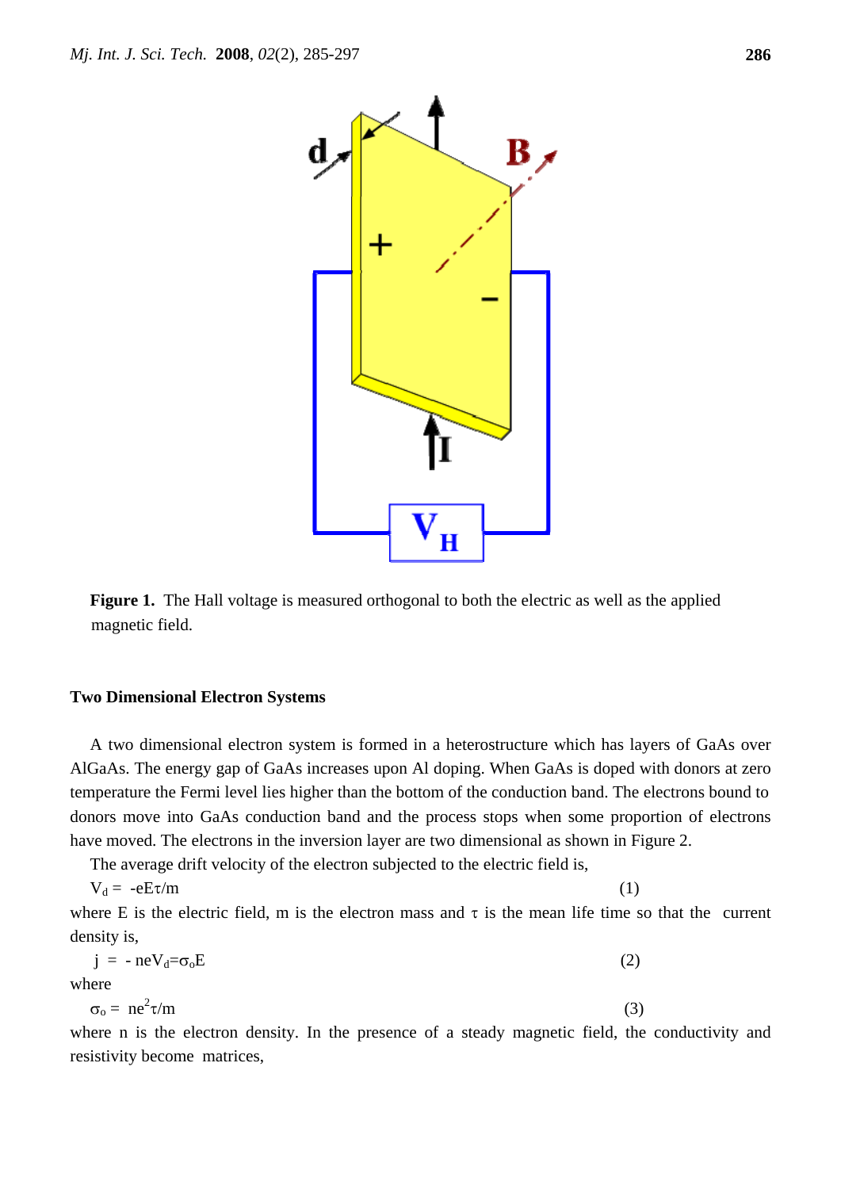**Figure 1.** The Hall voltage is measured orthogonal to both the electric as well as the applied magnetic field.

**Two Dimensional Electron Systems**

A two dimensional electron system is formed in a heterostructure which has layers of GaAs over AlGaAs. The energy gap of GaAs increases upon Al doping. When GaAs is doped with donors at zero temperature the Fermi level lies higher than the bottom of the conduction band. The electrons bound to donors move into GaAs conduction band and the process stops when some proportion of electrons have moved. The electrons in the inversion layer are two dimensional as shown in Figure 2.

The average drift velocity of the electron subjected to the electric field is,

$$V_d = -eE\tau/m \qquad (1)$$

where E is the electric field, m is the electron mass and $\tau$ is the mean life time so that the current density is,

$$j = -neV_d = \sigma_o E \qquad (2)$$

where

$$\sigma_o = ne^2\tau/m \qquad (3)$$

where n is the electron density. In the presence of a steady magnetic field, the conductivity and resistivity become matrices,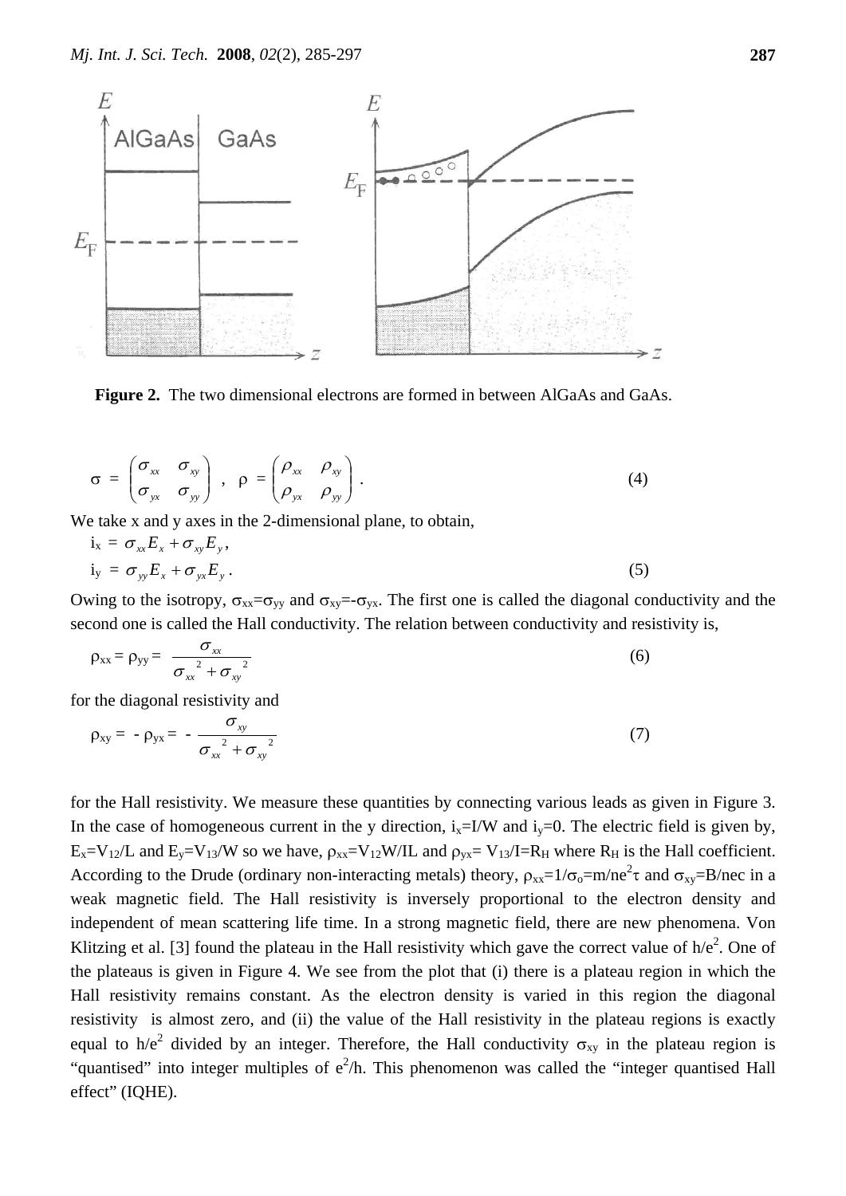**Figure 2.** The two dimensional electrons are formed in between AlGaAs and GaAs.

$$\sigma = \begin{pmatrix} \sigma_{xx} & \sigma_{xy} \\ \sigma_{yx} & \sigma_{yy} \end{pmatrix} \;,\; \rho = \begin{pmatrix} \rho_{xx} & \rho_{xy} \\ \rho_{yx} & \rho_{yy} \end{pmatrix} \;. \tag{4}$$

We take x and y axes in the 2-dimensional plane, to obtain,

$$i_x = \sigma_{xx} E_x + \sigma_{xy} E_y ,$$
$$i_y = \sigma_{yy} E_x + \sigma_{yx} E_y . \tag{5}$$

Owing to the isotropy, $\sigma_{xx}=\sigma_{yy}$ and $\sigma_{xy}=-\sigma_{yx}$. The first one is called the diagonal conductivity and the second one is called the Hall conductivity. The relation between conductivity and resistivity is,

$$\rho_{xx} = \rho_{yy} = \frac{\sigma_{xx}}{\sigma_{xx}^{\;2} + \sigma_{xy}^{\;2}} \tag{6}$$

for the diagonal resistivity and

$$\rho_{xy} = -\rho_{yx} = -\frac{\sigma_{xy}}{\sigma_{xx}^{\;2} + \sigma_{xy}^{\;2}} \tag{7}$$

for the Hall resistivity. We measure these quantities by connecting various leads as given in Figure 3. In the case of homogeneous current in the y direction, $i_x=I/W$ and $i_y=0$. The electric field is given by, $E_x=V_{12}/L$ and $E_y=V_{13}/W$ so we have, $\rho_{xx}=V_{12}W/IL$ and $\rho_{yx}= V_{13}/I=R_H$ where $R_H$ is the Hall coefficient. According to the Drude (ordinary non-interacting metals) theory, $\rho_{xx}=1/\sigma_o=m/ne^2\tau$ and $\sigma_{xy}=B/nec$ in a weak magnetic field. The Hall resistivity is inversely proportional to the electron density and independent of mean scattering life time. In a strong magnetic field, there are new phenomena. Von Klitzing et al. [3] found the plateau in the Hall resistivity which gave the correct value of $h/e^2$. One of the plateaus is given in Figure 4. We see from the plot that (i) there is a plateau region in which the Hall resistivity remains constant. As the electron density is varied in this region the diagonal resistivity is almost zero, and (ii) the value of the Hall resistivity in the plateau regions is exactly equal to $h/e^2$ divided by an integer. Therefore, the Hall conductivity $\sigma_{xy}$ in the plateau region is "quantised" into integer multiples of $e^2/h$. This phenomenon was called the "integer quantised Hall effect" (IQHE).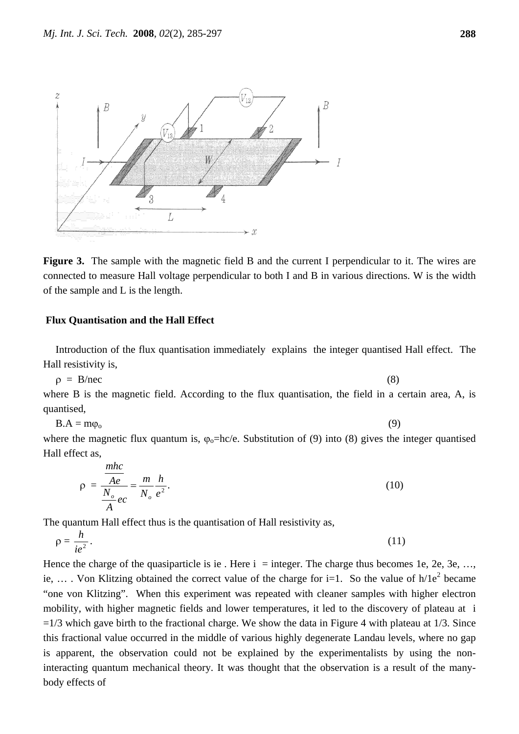**Figure 3.** The sample with the magnetic field B and the current I perpendicular to it. The wires are connected to measure Hall voltage perpendicular to both I and B in various directions. W is the width of the sample and L is the length.

**Flux Quantisation and the Hall Effect**

Introduction of the flux quantisation immediately explains the integer quantised Hall effect. The Hall resistivity is,

$$\rho = B/nec \tag{8}$$

where B is the magnetic field. According to the flux quantisation, the field in a certain area, A, is quantised,

$$B.A = m\varphi_o \tag{9}$$

where the magnetic flux quantum is, $\varphi_o$=hc/e. Substitution of (9) into (8) gives the integer quantised Hall effect as,

$$\rho = \frac{\dfrac{mhc}{Ae}}{\dfrac{N_o}{A}ec} = \frac{m}{N_o}\frac{h}{e^2}. \tag{10}$$

The quantum Hall effect thus is the quantisation of Hall resistivity as,

$$\rho = \frac{h}{ie^2}. \tag{11}$$

Hence the charge of the quasiparticle is ie . Here i = integer. The charge thus becomes 1e, 2e, 3e, …, ie, … . Von Klitzing obtained the correct value of the charge for i=1. So the value of $h/1e^2$ became "one von Klitzing". When this experiment was repeated with cleaner samples with higher electron mobility, with higher magnetic fields and lower temperatures, it led to the discovery of plateau at i =1/3 which gave birth to the fractional charge. We show the data in Figure 4 with plateau at 1/3. Since this fractional value occurred in the middle of various highly degenerate Landau levels, where no gap is apparent, the observation could not be explained by the experimentalists by using the non-interacting quantum mechanical theory. It was thought that the observation is a result of the many-body effects of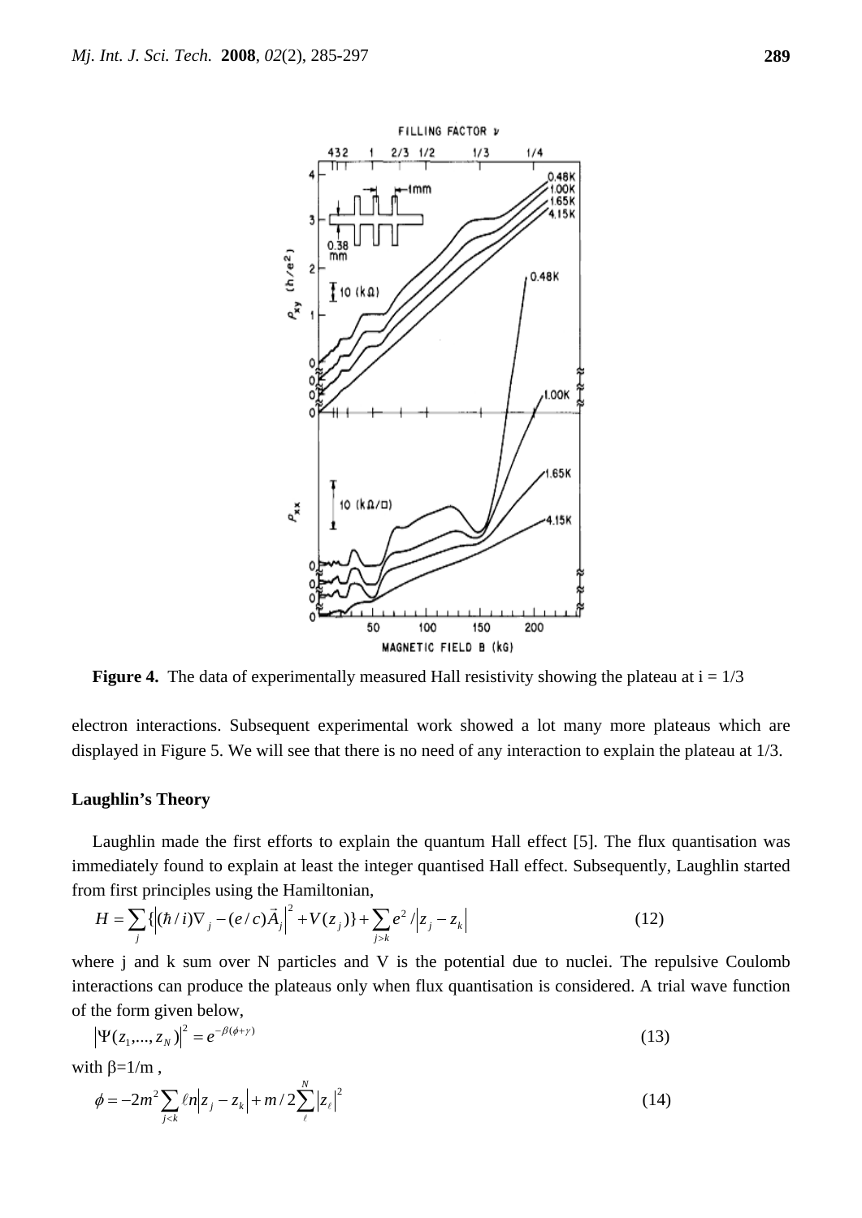**Figure 4.** The data of experimentally measured Hall resistivity showing the plateau at i = 1/3

electron interactions. Subsequent experimental work showed a lot many more plateaus which are displayed in Figure 5. We will see that there is no need of any interaction to explain the plateau at 1/3.

**Laughlin's Theory**

Laughlin made the first efforts to explain the quantum Hall effect [5]. The flux quantisation was immediately found to explain at least the integer quantised Hall effect. Subsequently, Laughlin started from first principles using the Hamiltonian,

$$H = \sum_j \{ \left| (\hbar / i)\nabla_j - (e/c)\vec{A}_j \right|^2 + V(z_j) \} + \sum_{j>k} e^2 / \left| z_j - z_k \right| \tag{12}$$

where j and k sum over N particles and V is the potential due to nuclei. The repulsive Coulomb interactions can produce the plateaus only when flux quantisation is considered. A trial wave function of the form given below,

$$\left| \Psi(z_1, ..., z_N) \right|^2 = e^{-\beta(\phi + \gamma)} \tag{13}$$

with $\beta = 1/m$ ,

$$\phi = -2m^2 \sum_{j<k} \ell n \left| z_j - z_k \right| + m/2 \sum_{\ell}^{N} \left| z_\ell \right|^2 \tag{14}$$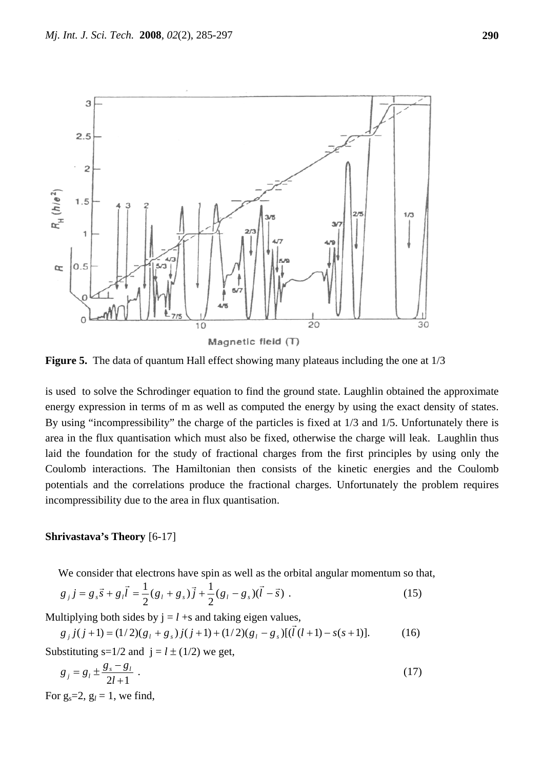**Figure 5.** The data of quantum Hall effect showing many plateaus including the one at 1/3

is used to solve the Schrodinger equation to find the ground state. Laughlin obtained the approximate energy expression in terms of m as well as computed the energy by using the exact density of states. By using "incompressibility" the charge of the particles is fixed at 1/3 and 1/5. Unfortunately there is area in the flux quantisation which must also be fixed, otherwise the charge will leak. Laughlin thus laid the foundation for the study of fractional charges from the first principles by using only the Coulomb interactions. The Hamiltonian then consists of the kinetic energies and the Coulomb potentials and the correlations produce the fractional charges. Unfortunately the problem requires incompressibility due to the area in flux quantisation.

**Shrivastava's Theory** [6-17]

We consider that electrons have spin as well as the orbital angular momentum so that,

$$g_j j = g_s \vec{s} + g_l \vec{l} = \frac{1}{2}(g_l + g_s)\vec{j} + \frac{1}{2}(g_l - g_s)(\vec{l} - \vec{s}) \ . \tag{15}$$

Multiplying both sides by j = $l$ +s and taking eigen values,

$$g_j j(j+1) = (1/2)(g_l + g_s) j(j+1) + (1/2)(g_l - g_s)[(\vec{l}(l+1) - s(s+1)]. \tag{16}$$

Substituting s=1/2 and j = $l \pm (1/2)$ we get,

$$g_j = g_l \pm \frac{g_s - g_l}{2l+1} \ . \tag{17}$$

For $g_s$=2, $g_l$ = 1, we find,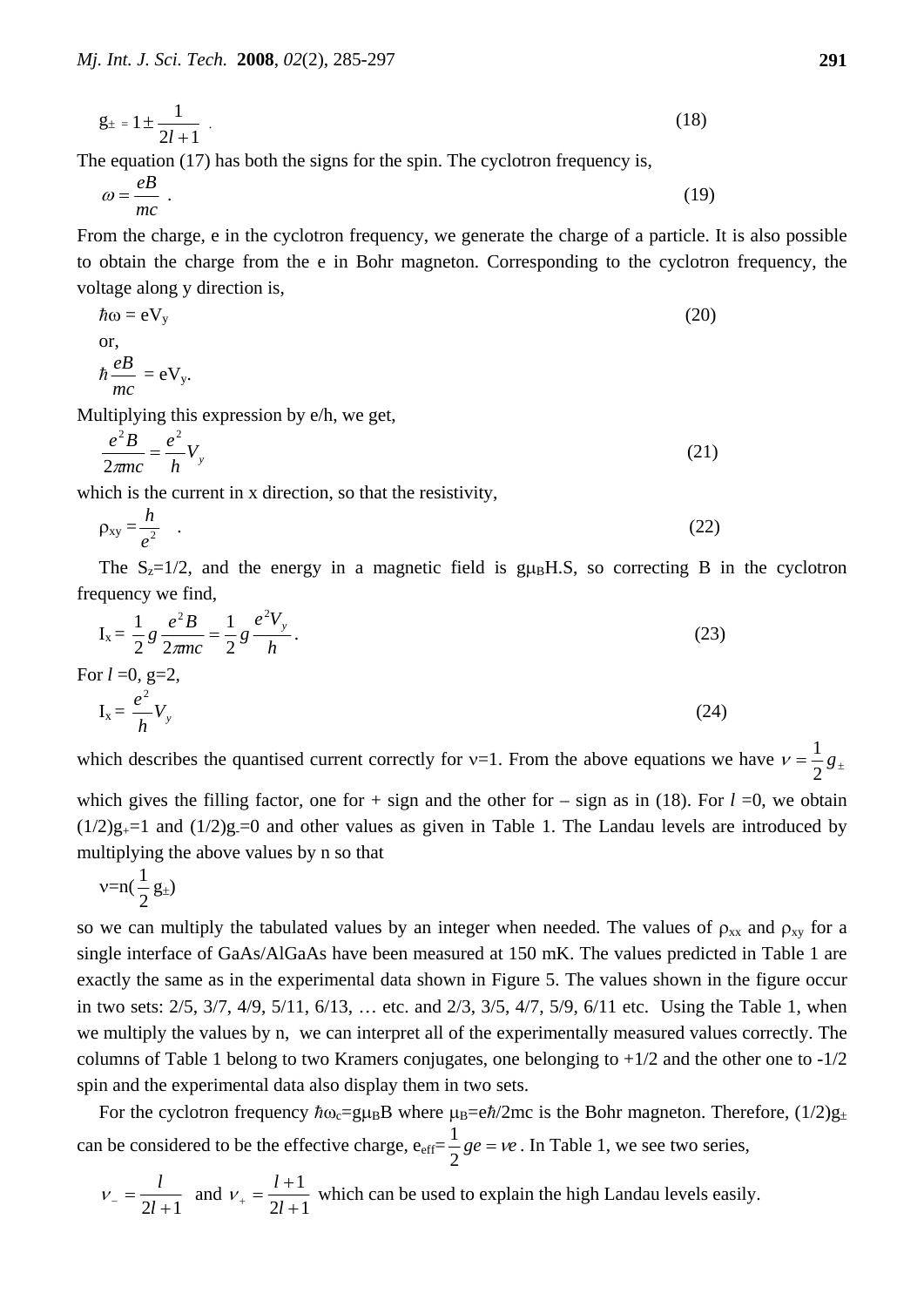$$g_{\pm} = 1 \pm \frac{1}{2l+1} \quad . \tag{18}$$

The equation (17) has both the signs for the spin. The cyclotron frequency is,

$$\omega = \frac{eB}{mc} \quad . \tag{19}$$

From the charge, e in the cyclotron frequency, we generate the charge of a particle. It is also possible to obtain the charge from the e in Bohr magneton. Corresponding to the cyclotron frequency, the voltage along y direction is,

$$\hbar\omega = eV_y \tag{20}$$

or,

$$\hbar \frac{eB}{mc} = eV_y.$$

Multiplying this expression by e/h, we get,

$$\frac{e^2 B}{2\pi mc} = \frac{e^2}{h} V_y \tag{21}$$

which is the current in x direction, so that the resistivity,

$$\rho_{xy} = \frac{h}{e^2} \quad . \tag{22}$$

The $S_z$=1/2, and the energy in a magnetic field is $g\mu_B H.S$, so correcting B in the cyclotron frequency we find,

$$I_x = \frac{1}{2} g \frac{e^2 B}{2\pi mc} = \frac{1}{2} g \frac{e^2 V_y}{h}. \tag{23}$$

For $l$ =0, g=2,

$$I_x = \frac{e^2}{h} V_y \tag{24}$$

which describes the quantised current correctly for ν=1. From the above equations we have $\nu = \frac{1}{2} g_{\pm}$ which gives the filling factor, one for + sign and the other for – sign as in (18). For $l$ =0, we obtain $(1/2)g_+=1$ and $(1/2)g_-=0$ and other values as given in Table 1. The Landau levels are introduced by multiplying the above values by n so that

$$\nu = n(\frac{1}{2} g_{\pm})$$

so we can multiply the tabulated values by an integer when needed. The values of $\rho_{xx}$ and $\rho_{xy}$ for a single interface of GaAs/AlGaAs have been measured at 150 mK. The values predicted in Table 1 are exactly the same as in the experimental data shown in Figure 5. The values shown in the figure occur in two sets: 2/5, 3/7, 4/9, 5/11, 6/13, … etc. and 2/3, 3/5, 4/7, 5/9, 6/11 etc. Using the Table 1, when we multiply the values by n, we can interpret all of the experimentally measured values correctly. The columns of Table 1 belong to two Kramers conjugates, one belonging to +1/2 and the other one to -1/2 spin and the experimental data also display them in two sets.

For the cyclotron frequency $\hbar\omega_c = g\mu_B B$ where $\mu_B = e\hbar/2mc$ is the Bohr magneton. Therefore, $(1/2)g_{\pm}$ can be considered to be the effective charge, $e_{eff} = \frac{1}{2} ge = \nu e$ . In Table 1, we see two series,

$\nu_- = \frac{l}{2l+1}$ and $\nu_+ = \frac{l+1}{2l+1}$ which can be used to explain the high Landau levels easily.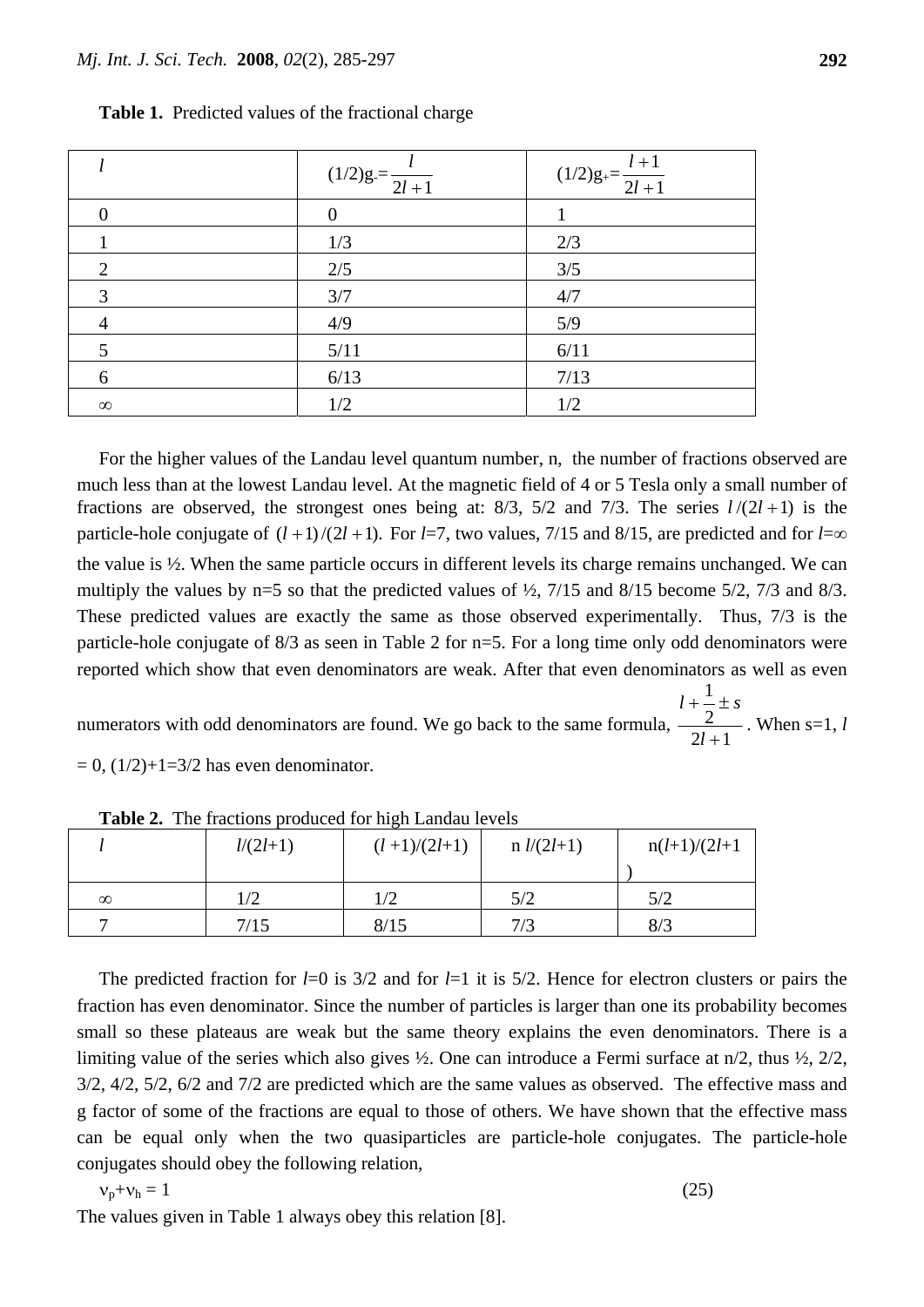**Table 1.** Predicted values of the fractional charge

| $l$ | $(1/2)g_{-}=\frac{l}{2l+1}$ | $(1/2)g_{+}=\frac{l+1}{2l+1}$ |
|---|---|---|
| 0 | 0 | 1 |
| 1 | 1/3 | 2/3 |
| 2 | 2/5 | 3/5 |
| 3 | 3/7 | 4/7 |
| 4 | 4/9 | 5/9 |
| 5 | 5/11 | 6/11 |
| 6 | 6/13 | 7/13 |
| $\infty$ | 1/2 | 1/2 |

For the higher values of the Landau level quantum number, n, the number of fractions observed are much less than at the lowest Landau level. At the magnetic field of 4 or 5 Tesla only a small number of fractions are observed, the strongest ones being at: 8/3, 5/2 and 7/3. The series $l/(2l+1)$ is the particle-hole conjugate of $(l+1)/(2l+1)$. For $l$=7, two values, 7/15 and 8/15, are predicted and for $l=\infty$ the value is ½. When the same particle occurs in different levels its charge remains unchanged. We can multiply the values by n=5 so that the predicted values of ½, 7/15 and 8/15 become 5/2, 7/3 and 8/3. These predicted values are exactly the same as those observed experimentally. Thus, 7/3 is the particle-hole conjugate of 8/3 as seen in Table 2 for n=5. For a long time only odd denominators were reported which show that even denominators are weak. After that even denominators as well as even numerators with odd denominators are found. We go back to the same formula, $\frac{l+\frac{1}{2}\pm s}{2l+1}$. When s=1, $l$ = 0, (1/2)+1=3/2 has even denominator.

**Table 2.** The fractions produced for high Landau levels

| $l$ | $l/(2l+1)$ | $(l+1)/(2l+1)$ | n $l/(2l+1)$ | n$(l+1)/(2l+1)$ |
|---|---|---|---|---|
| $\infty$ | 1/2 | 1/2 | 5/2 | 5/2 |
| 7 | 7/15 | 8/15 | 7/3 | 8/3 |

The predicted fraction for $l$=0 is 3/2 and for $l$=1 it is 5/2. Hence for electron clusters or pairs the fraction has even denominator. Since the number of particles is larger than one its probability becomes small so these plateaus are weak but the same theory explains the even denominators. There is a limiting value of the series which also gives ½. One can introduce a Fermi surface at n/2, thus ½, 2/2, 3/2, 4/2, 5/2, 6/2 and 7/2 are predicted which are the same values as observed. The effective mass and g factor of some of the fractions are equal to those of others. We have shown that the effective mass can be equal only when the two quasiparticles are particle-hole conjugates. The particle-hole conjugates should obey the following relation,

$$\nu_p+\nu_h = 1 \tag{25}$$

The values given in Table 1 always obey this relation [8].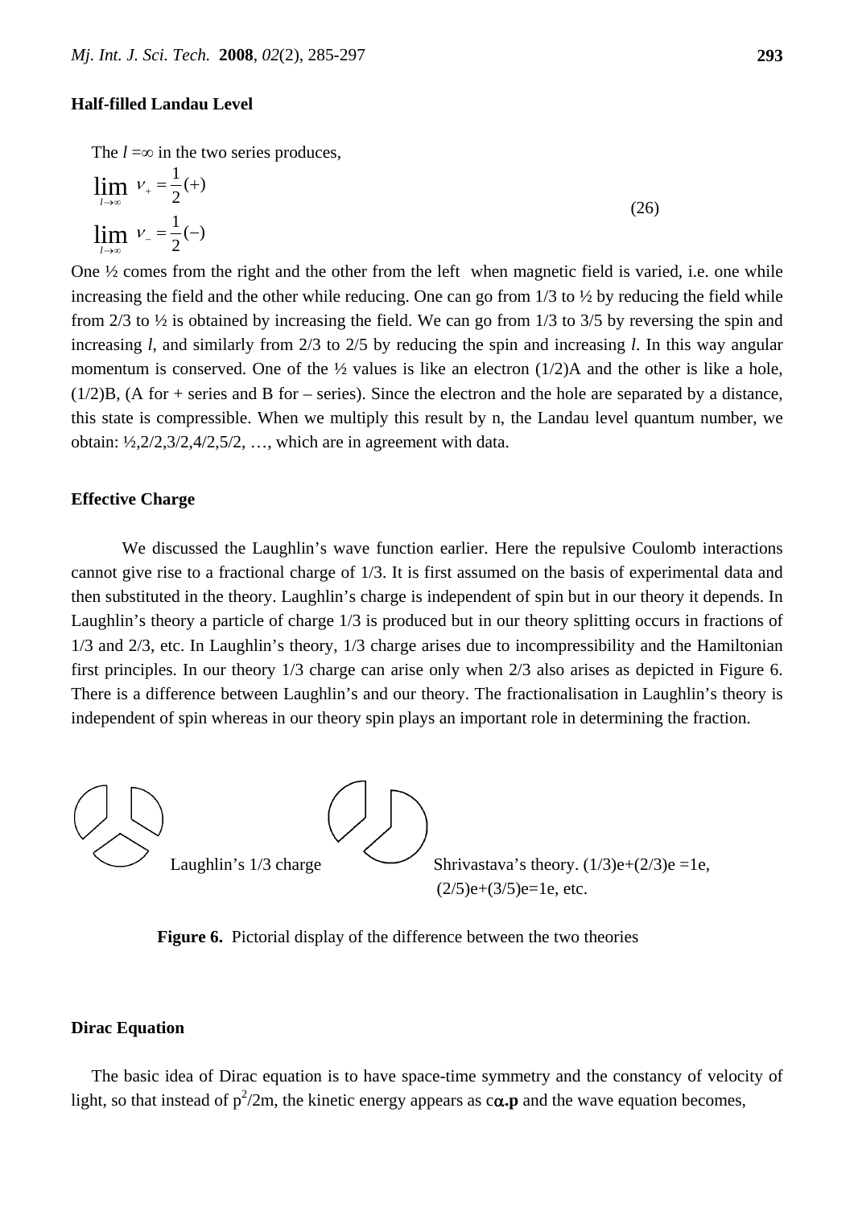### Half-filled Landau Level

The $l = \infty$ in the two series produces,

$$\lim_{l \to \infty} \nu_{+} = \frac{1}{2}(+)$$
$$\lim_{l \to \infty} \nu_{-} = \frac{1}{2}(-) \qquad (26)$$

One ½ comes from the right and the other from the left when magnetic field is varied, i.e. one while increasing the field and the other while reducing. One can go from 1/3 to ½ by reducing the field while from 2/3 to ½ is obtained by increasing the field. We can go from 1/3 to 3/5 by reversing the spin and increasing $l$, and similarly from 2/3 to 2/5 by reducing the spin and increasing $l$. In this way angular momentum is conserved. One of the ½ values is like an electron (1/2)A and the other is like a hole, (1/2)B, (A for + series and B for – series). Since the electron and the hole are separated by a distance, this state is compressible. When we multiply this result by n, the Landau level quantum number, we obtain: ½,2/2,3/2,4/2,5/2, …, which are in agreement with data.

### Effective Charge

We discussed the Laughlin's wave function earlier. Here the repulsive Coulomb interactions cannot give rise to a fractional charge of 1/3. It is first assumed on the basis of experimental data and then substituted in the theory. Laughlin's charge is independent of spin but in our theory it depends. In Laughlin's theory a particle of charge 1/3 is produced but in our theory splitting occurs in fractions of 1/3 and 2/3, etc. In Laughlin's theory, 1/3 charge arises due to incompressibility and the Hamiltonian first principles. In our theory 1/3 charge can arise only when 2/3 also arises as depicted in Figure 6. There is a difference between Laughlin's and our theory. The fractionalisation in Laughlin's theory is independent of spin whereas in our theory spin plays an important role in determining the fraction.

Laughlin's 1/3 charge

Shrivastava's theory. (1/3)e+(2/3)e =1e, (2/5)e+(3/5)e=1e, etc.

**Figure 6.** Pictorial display of the difference between the two theories

### Dirac Equation

The basic idea of Dirac equation is to have space-time symmetry and the constancy of velocity of light, so that instead of $p^2/2m$, the kinetic energy appears as $c\boldsymbol{\alpha}.\mathbf{p}$ and the wave equation becomes,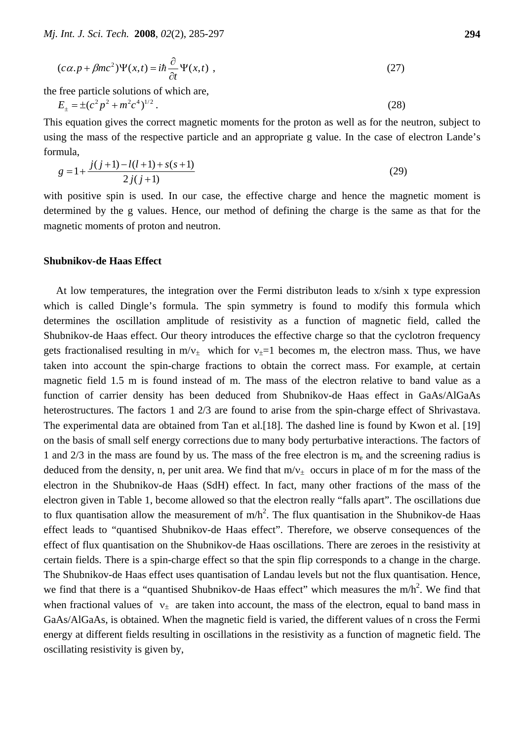$$(c\alpha.p+\beta mc^2)\Psi(x,t)=i\hbar\frac{\partial}{\partial t}\Psi(x,t)\ , \tag{27}$$

the free particle solutions of which are,

$$E_{\pm}=\pm(c^2p^2+m^2c^4)^{1/2}\ . \tag{28}$$

This equation gives the correct magnetic moments for the proton as well as for the neutron, subject to using the mass of the respective particle and an appropriate g value. In the case of electron Lande's formula,

$$g=1+\frac{j(j+1)-l(l+1)+s(s+1)}{2j(j+1)} \tag{29}$$

with positive spin is used. In our case, the effective charge and hence the magnetic moment is determined by the g values. Hence, our method of defining the charge is the same as that for the magnetic moments of proton and neutron.

**Shubnikov-de Haas Effect**

At low temperatures, the integration over the Fermi distributon leads to x/sinh x type expression which is called Dingle's formula. The spin symmetry is found to modify this formula which determines the oscillation amplitude of resistivity as a function of magnetic field, called the Shubnikov-de Haas effect. Our theory introduces the effective charge so that the cyclotron frequency gets fractionalised resulting in $m/\nu_{\pm}$ which for $\nu_{\pm}=1$ becomes m, the electron mass. Thus, we have taken into account the spin-charge fractions to obtain the correct mass. For example, at certain magnetic field 1.5 m is found instead of m. The mass of the electron relative to band value as a function of carrier density has been deduced from Shubnikov-de Haas effect in GaAs/AlGaAs heterostructures. The factors 1 and 2/3 are found to arise from the spin-charge effect of Shrivastava. The experimental data are obtained from Tan et al.[18]. The dashed line is found by Kwon et al. [19] on the basis of small self energy corrections due to many body perturbative interactions. The factors of 1 and 2/3 in the mass are found by us. The mass of the free electron is $m_e$ and the screening radius is deduced from the density, n, per unit area. We find that $m/\nu_{\pm}$ occurs in place of m for the mass of the electron in the Shubnikov-de Haas (SdH) effect. In fact, many other fractions of the mass of the electron given in Table 1, become allowed so that the electron really "falls apart". The oscillations due to flux quantisation allow the measurement of $m/h^2$. The flux quantisation in the Shubnikov-de Haas effect leads to "quantised Shubnikov-de Haas effect". Therefore, we observe consequences of the effect of flux quantisation on the Shubnikov-de Haas oscillations. There are zeroes in the resistivity at certain fields. There is a spin-charge effect so that the spin flip corresponds to a change in the charge. The Shubnikov-de Haas effect uses quantisation of Landau levels but not the flux quantisation. Hence, we find that there is a "quantised Shubnikov-de Haas effect" which measures the $m/h^2$. We find that when fractional values of $\nu_{\pm}$ are taken into account, the mass of the electron, equal to band mass in GaAs/AlGaAs, is obtained. When the magnetic field is varied, the different values of n cross the Fermi energy at different fields resulting in oscillations in the resistivity as a function of magnetic field. The oscillating resistivity is given by,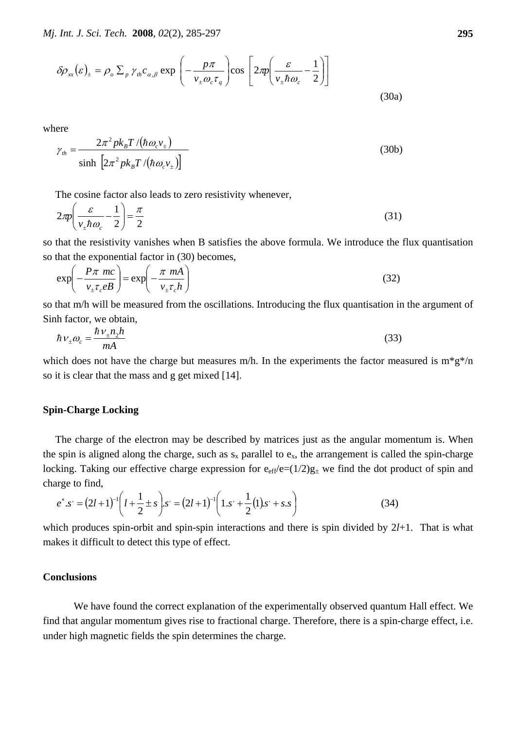$$\delta\rho_{xx}(\varepsilon)_{\pm} = \rho_o \sum_p \gamma_{th} c_{\alpha,\beta} \exp\left(-\frac{p\pi}{\nu_{\pm}\omega_c\tau_q}\right)\cos\left[2\pi p\left(\frac{\varepsilon}{\nu_{\pm}\hbar\omega_c} - \frac{1}{2}\right)\right] \tag{30a}$$

where

$$\gamma_{th} = \frac{2\pi^2 p k_B T/(\hbar\omega_c \nu_{\pm})}{\sinh\left[2\pi^2 p k_B T/(\hbar\omega_c \nu_{\pm})\right]} \tag{30b}$$

The cosine factor also leads to zero resistivity whenever,

$$2\pi p\left(\frac{\varepsilon}{\nu_{\pm}\hbar\omega_c} - \frac{1}{2}\right) = \frac{\pi}{2} \tag{31}$$

so that the resistivity vanishes when B satisfies the above formula. We introduce the flux quantisation so that the exponential factor in (30) becomes,

$$\exp\left(-\frac{P\pi\ mc}{\nu_{\pm}\tau_c eB}\right) = \exp\left(-\frac{\pi\ mA}{\nu_{\pm}\tau_c h}\right) \tag{32}$$

so that m/h will be measured from the oscillations. Introducing the flux quantisation in the argument of Sinh factor, we obtain,

$$\hbar\nu_{\pm}\omega_c = \frac{\hbar\nu_{\pm}n_2 h}{mA} \tag{33}$$

which does not have the charge but measures m/h. In the experiments the factor measured is $m^*g^*/n$ so it is clear that the mass and g get mixed [14].

## Spin-Charge Locking

The charge of the electron may be described by matrices just as the angular momentum is. When the spin is aligned along the charge, such as $s_x$ parallel to $e_x$, the arrangement is called the spin-charge locking. Taking our effective charge expression for $e_{eff}/e=(1/2)g_{\pm}$ we find the dot product of spin and charge to find,

$$e^*.s' = (2l+1)^{-1}\left(l+\frac{1}{2}\pm s\right).s' = (2l+1)^{-1}\left(1.s' + \frac{1}{2}(1).s' + s.s\right) \tag{34}$$

which produces spin-orbit and spin-spin interactions and there is spin divided by $2l+1$. That is what makes it difficult to detect this type of effect.

## Conclusions

We have found the correct explanation of the experimentally observed quantum Hall effect. We find that angular momentum gives rise to fractional charge. Therefore, there is a spin-charge effect, i.e. under high magnetic fields the spin determines the charge.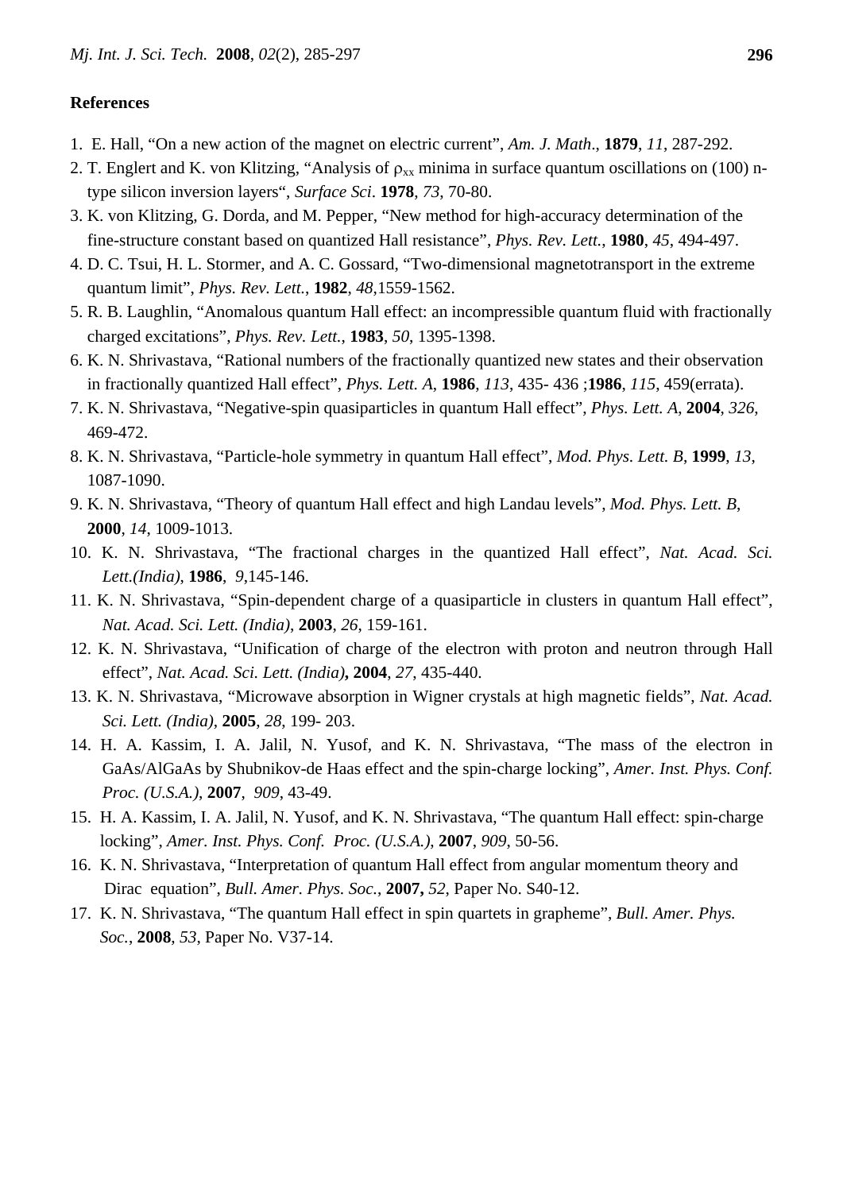## References

1. E. Hall, "On a new action of the magnet on electric current", *Am. J. Math*., **1879**, *11*, 287-292.
2. T. Englert and K. von Klitzing, "Analysis of $\rho_{xx}$ minima in surface quantum oscillations on (100) n-type silicon inversion layers", *Surface Sci*. **1978**, *73*, 70-80.
3. K. von Klitzing, G. Dorda, and M. Pepper, "New method for high-accuracy determination of the fine-structure constant based on quantized Hall resistance", *Phys. Rev. Lett.*, **1980**, *45*, 494-497.
4. D. C. Tsui, H. L. Stormer, and A. C. Gossard, "Two-dimensional magnetotransport in the extreme quantum limit", *Phys. Rev. Lett.*, **1982**, *48*,1559-1562.
5. R. B. Laughlin, "Anomalous quantum Hall effect: an incompressible quantum fluid with fractionally charged excitations", *Phys. Rev. Lett.*, **1983**, *50*, 1395-1398.
6. K. N. Shrivastava, "Rational numbers of the fractionally quantized new states and their observation in fractionally quantized Hall effect", *Phys. Lett. A*, **1986**, *113*, 435- 436 ;**1986**, *115*, 459(errata).
7. K. N. Shrivastava, "Negative-spin quasiparticles in quantum Hall effect", *Phys. Lett. A*, **2004**, *326*, 469-472.
8. K. N. Shrivastava, "Particle-hole symmetry in quantum Hall effect", *Mod. Phys. Lett. B*, **1999**, *13*, 1087-1090.
9. K. N. Shrivastava, "Theory of quantum Hall effect and high Landau levels", *Mod. Phys. Lett. B*, **2000**, *14*, 1009-1013.
10. K. N. Shrivastava, "The fractional charges in the quantized Hall effect", *Nat. Acad. Sci. Lett.(India)*, **1986**, *9*,145-146.
11. K. N. Shrivastava, "Spin-dependent charge of a quasiparticle in clusters in quantum Hall effect", *Nat. Acad. Sci. Lett. (India)*, **2003**, *26*, 159-161.
12. K. N. Shrivastava, "Unification of charge of the electron with proton and neutron through Hall effect", *Nat. Acad. Sci. Lett. (India)***, 2004**, *27*, 435-440.
13. K. N. Shrivastava, "Microwave absorption in Wigner crystals at high magnetic fields", *Nat. Acad. Sci. Lett. (India)*, **2005**, *28*, 199- 203.
14. H. A. Kassim, I. A. Jalil, N. Yusof, and K. N. Shrivastava, "The mass of the electron in GaAs/AlGaAs by Shubnikov-de Haas effect and the spin-charge locking", *Amer. Inst. Phys. Conf. Proc. (U.S.A.)*, **2007**, *909*, 43-49.
15. H. A. Kassim, I. A. Jalil, N. Yusof, and K. N. Shrivastava, "The quantum Hall effect: spin-charge locking", *Amer. Inst. Phys. Conf. Proc. (U.S.A.)*, **2007**, *909*, 50-56.
16. K. N. Shrivastava, "Interpretation of quantum Hall effect from angular momentum theory and Dirac equation", *Bull. Amer. Phys. Soc.*, **2007,** *52*, Paper No. S40-12.
17. K. N. Shrivastava, "The quantum Hall effect in spin quartets in grapheme", *Bull. Amer. Phys. Soc.*, **2008**, *53*, Paper No. V37-14.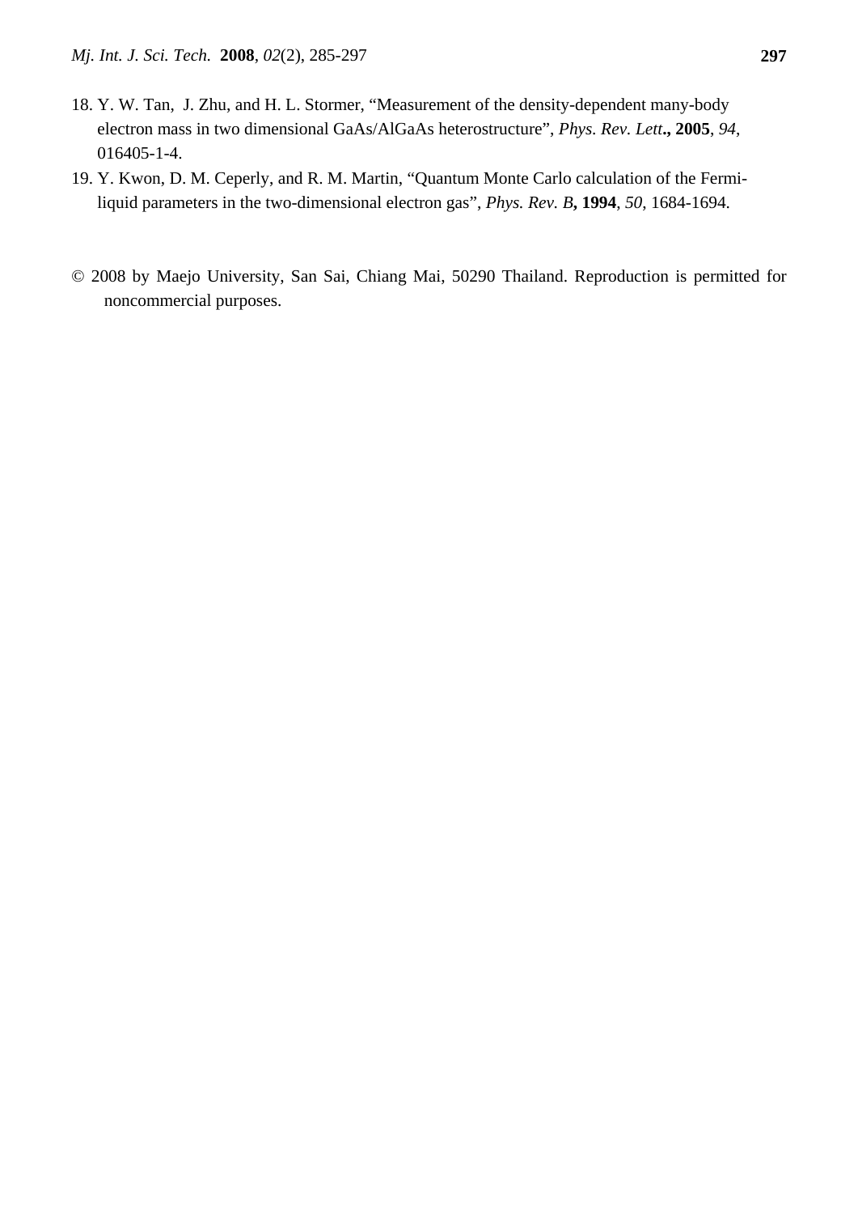18. Y. W. Tan, J. Zhu, and H. L. Stormer, "Measurement of the density-dependent many-body electron mass in two dimensional GaAs/AlGaAs heterostructure", *Phys. Rev. Lett***., 2005**, *94*, 016405-1-4.
19. Y. Kwon, D. M. Ceperly, and R. M. Martin, "Quantum Monte Carlo calculation of the Fermi-liquid parameters in the two-dimensional electron gas", *Phys. Rev. B***, 1994**, *50*, 1684-1694.

© 2008 by Maejo University, San Sai, Chiang Mai, 50290 Thailand. Reproduction is permitted for noncommercial purposes.